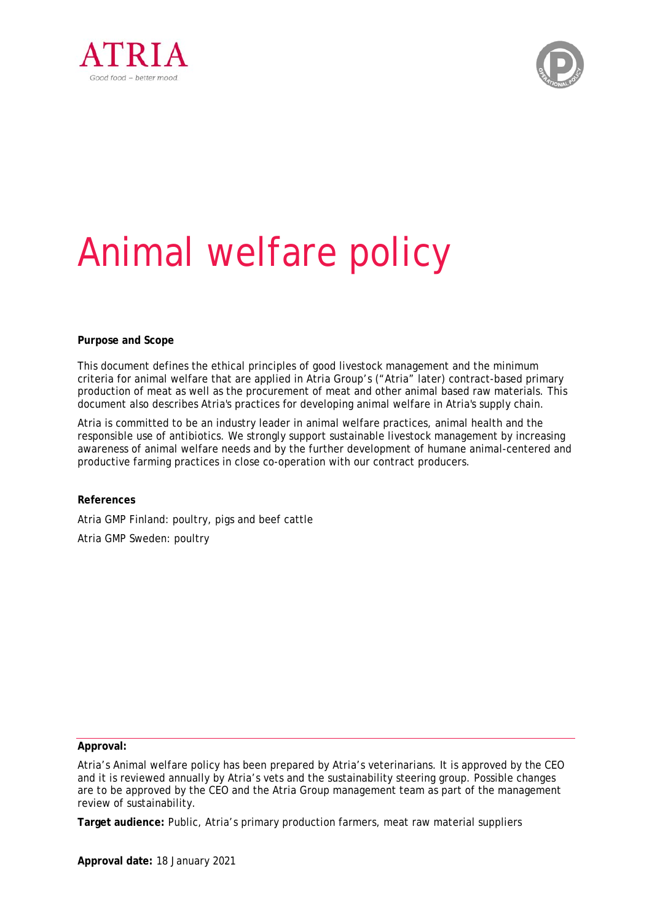ATRIA

Good food – better mood

# Animal welfare policy

**Purpose and Scope**

This document defines the ethical principles of good livestock management and the minimum criteria for animal welfare that are applied in Atria Group's ("Atria" later) contract-based primary production of meat as well as the procurement of meat and other animal based raw materials. This document also describes Atria's practices for developing animal welfare in Atria's supply chain.

Atria is committed to be an industry leader in animal welfare practices, animal health and the responsible use of antibiotics. We strongly support sustainable livestock management by increasing awareness of animal welfare needs and by the further development of humane animal-centered and productive farming practices in close co-operation with our contract producers.

**References**

Atria GMP Finland: poultry, pigs and beef cattle

Atria GMP Sweden: poultry

**Approval:**

Atria's Animal welfare policy has been prepared by Atria's veterinarians. It is approved by the CEO and it is reviewed annually by Atria's vets and the sustainability steering group. Possible changes are to be approved by the CEO and the Atria Group management team as part of the management review of sustainability.

**Target audience:** Public, Atria's primary production farmers, meat raw material suppliers

**Approval date:** 18 January 2021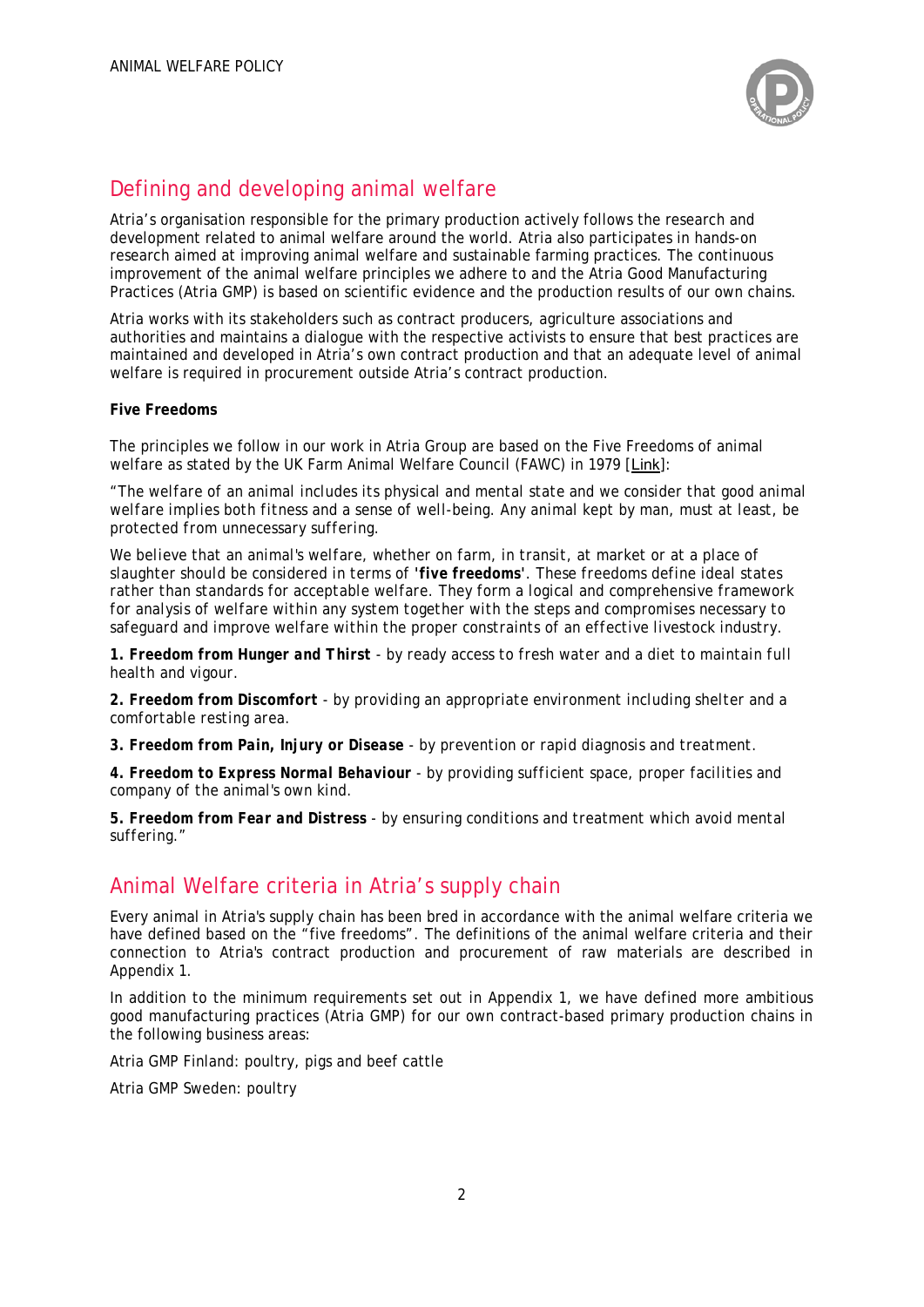## Defining and developing animal welfare

Atria's organisation responsible for the primary production actively follows the research and development related to animal welfare around the world. Atria also participates in hands-on research aimed at improving animal welfare and sustainable farming practices. The continuous improvement of the animal welfare principles we adhere to and the Atria Good Manufacturing Practices (Atria GMP) is based on scientific evidence and the production results of our own chains.

Atria works with its stakeholders such as contract producers, agriculture associations and authorities and maintains a dialogue with the respective activists to ensure that best practices are maintained and developed in Atria's own contract production and that an adequate level of animal welfare is required in procurement outside Atria's contract production.

**Five Freedoms**

The principles we follow in our work in Atria Group are based on the Five Freedoms of animal welfare as stated by the UK Farm Animal Welfare Council (FAWC) in 1979 [Link]:

"The welfare of an animal includes its physical and mental state and we consider that good animal welfare implies both fitness and a sense of well-being. Any animal kept by man, must at least, be protected from unnecessary suffering.

We believe that an animal's welfare, whether on farm, in transit, at market or at a place of slaughter should be considered in terms of '**five freedoms**'. These freedoms define ideal states rather than standards for acceptable welfare. They form a logical and comprehensive framework for analysis of welfare within any system together with the steps and compromises necessary to safeguard and improve welfare within the proper constraints of an effective livestock industry.

***1. Freedom from Hunger and Thirst*** - by ready access to fresh water and a diet to maintain full health and vigour.

***2. Freedom from Discomfort*** - by providing an appropriate environment including shelter and a comfortable resting area.

***3. Freedom from Pain, Injury or Disease*** - by prevention or rapid diagnosis and treatment.

***4. Freedom to Express Normal Behaviour*** - by providing sufficient space, proper facilities and company of the animal's own kind.

***5. Freedom from Fear and Distress*** - by ensuring conditions and treatment which avoid mental suffering."

## Animal Welfare criteria in Atria's supply chain

Every animal in Atria's supply chain has been bred in accordance with the animal welfare criteria we have defined based on the "five freedoms". The definitions of the animal welfare criteria and their connection to Atria's contract production and procurement of raw materials are described in Appendix 1.

In addition to the minimum requirements set out in Appendix 1, we have defined more ambitious good manufacturing practices (Atria GMP) for our own contract-based primary production chains in the following business areas:

Atria GMP Finland: poultry, pigs and beef cattle

Atria GMP Sweden: poultry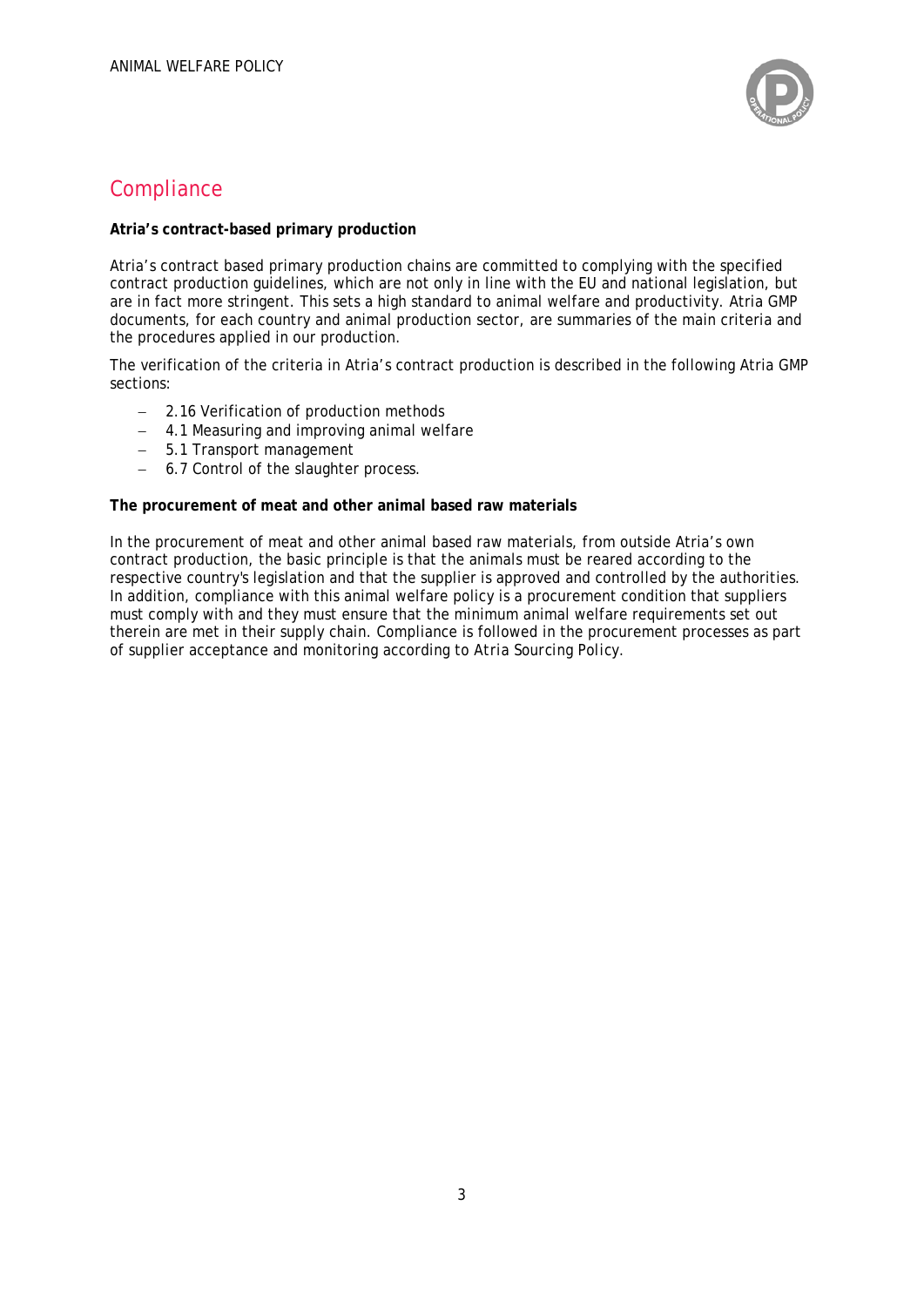## Compliance

**Atria's contract-based primary production**

Atria's contract based primary production chains are committed to complying with the specified contract production guidelines, which are not only in line with the EU and national legislation, but are in fact more stringent. This sets a high standard to animal welfare and productivity. Atria GMP documents, for each country and animal production sector, are summaries of the main criteria and the procedures applied in our production.

The verification of the criteria in Atria's contract production is described in the following Atria GMP sections:

- 2.16 Verification of production methods
- 4.1 Measuring and improving animal welfare
- 5.1 Transport management
- 6.7 Control of the slaughter process.

**The procurement of meat and other animal based raw materials**

In the procurement of meat and other animal based raw materials, from outside Atria's own contract production, the basic principle is that the animals must be reared according to the respective country's legislation and that the supplier is approved and controlled by the authorities. In addition, compliance with this animal welfare policy is a procurement condition that suppliers must comply with and they must ensure that the minimum animal welfare requirements set out therein are met in their supply chain. Compliance is followed in the procurement processes as part of supplier acceptance and monitoring according to *Atria Sourcing Policy*.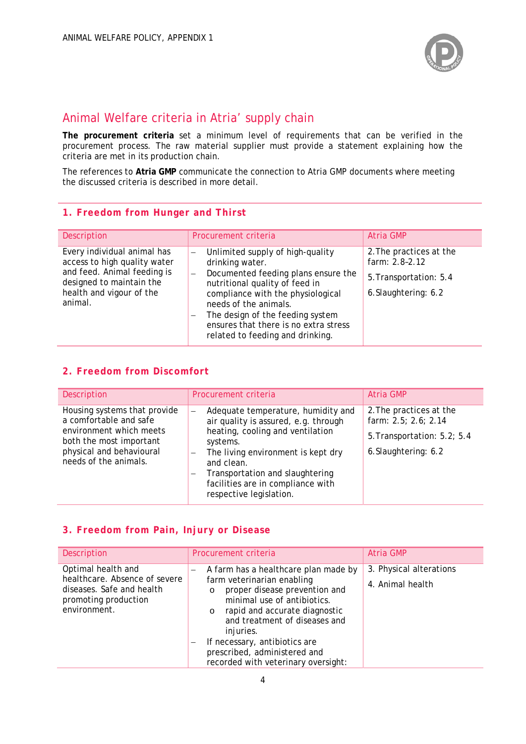# Animal Welfare criteria in Atria' supply chain

**The procurement criteria** set a minimum level of requirements that can be verified in the procurement process. The raw material supplier must provide a statement explaining how the criteria are met in its production chain.

The references to **Atria GMP** communicate the connection to Atria GMP documents where meeting the discussed criteria is described in more detail.

## 1. Freedom from Hunger and Thirst

| Description | Procurement criteria | Atria GMP |
|---|---|---|
| Every individual animal has access to high quality water and feed. Animal feeding is designed to maintain the health and vigour of the animal. | – Unlimited supply of high-quality drinking water.<br>– Documented feeding plans ensure the nutritional quality of feed in compliance with the physiological needs of the animals.<br>– The design of the feeding system ensures that there is no extra stress related to feeding and drinking. | 2. The practices at the farm: 2.8–2.12<br>5. Transportation: 5.4<br>6. Slaughtering: 6.2 |

## 2. Freedom from Discomfort

| Description | Procurement criteria | Atria GMP |
|---|---|---|
| Housing systems that provide a comfortable and safe environment which meets both the most important physical and behavioural needs of the animals. | – Adequate temperature, humidity and air quality is assured, e.g. through heating, cooling and ventilation systems.<br>– The living environment is kept dry and clean.<br>– Transportation and slaughtering facilities are in compliance with respective legislation. | 2. The practices at the farm: 2.5; 2.6; 2.14<br>5. Transportation: 5.2; 5.4<br>6. Slaughtering: 6.2 |

## 3. Freedom from Pain, Injury or Disease

| Description | Procurement criteria | Atria GMP |
|---|---|---|
| Optimal health and healthcare. Absence of severe diseases. Safe and health promoting production environment. | – A farm has a healthcare plan made by farm veterinarian enabling<br>  o proper disease prevention and minimal use of antibiotics.<br>  o rapid and accurate diagnostic and treatment of diseases and injuries.<br>– If necessary, antibiotics are prescribed, administered and recorded with veterinary oversight: | 3. Physical alterations<br>4. Animal health |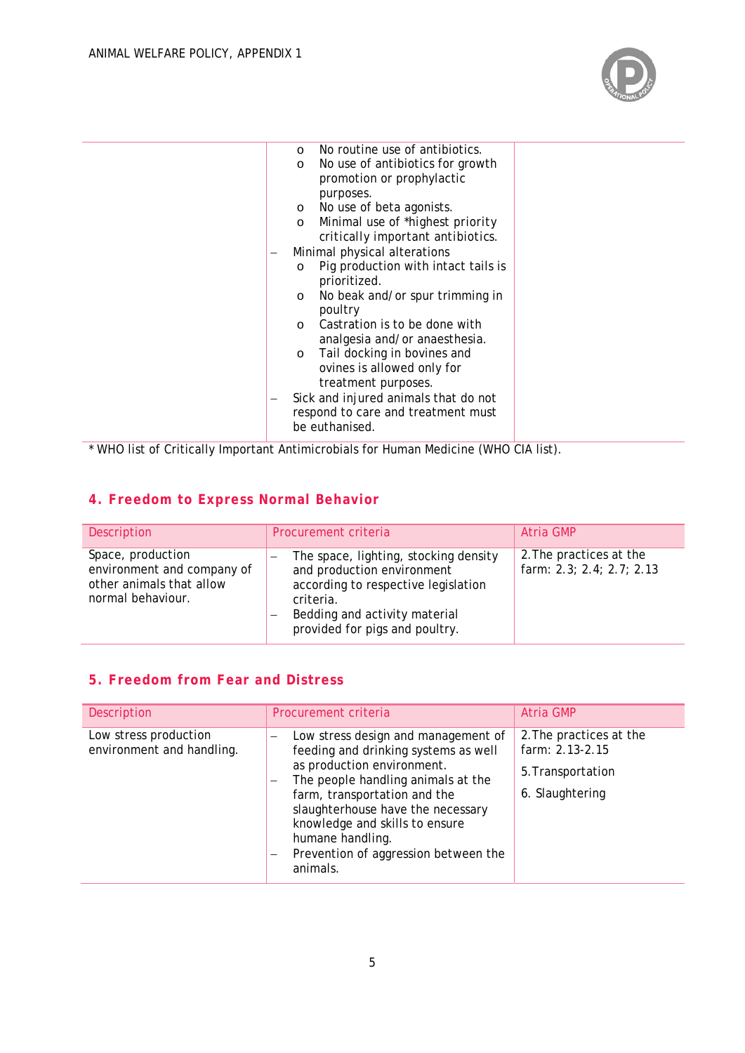| | | |
|---|---|---|
| | o No routine use of antibiotics.<br>o No use of antibiotics for growth promotion or prophylactic purposes.<br>o No use of beta agonists.<br>o Minimal use of *highest priority critically important antibiotics.<br>– Minimal physical alterations<br>o Pig production with intact tails is prioritized.<br>o No beak and/or spur trimming in poultry<br>o Castration is to be done with analgesia and/or anaesthesia.<br>o Tail docking in bovines and ovines is allowed only for treatment purposes.<br>– Sick and injured animals that do not respond to care and treatment must be euthanised. | |

* WHO list of Critically Important Antimicrobials for Human Medicine (WHO CIA list).

## 4. Freedom to Express Normal Behavior

| Description | Procurement criteria | Atria GMP |
|---|---|---|
| Space, production environment and company of other animals that allow normal behaviour. | – The space, lighting, stocking density and production environment according to respective legislation criteria.<br>– Bedding and activity material provided for pigs and poultry. | 2. The practices at the farm: 2.3; 2.4; 2.7; 2.13 |

## 5. Freedom from Fear and Distress

| Description | Procurement criteria | Atria GMP |
|---|---|---|
| Low stress production environment and handling. | – Low stress design and management of feeding and drinking systems as well as production environment.<br>– The people handling animals at the farm, transportation and the slaughterhouse have the necessary knowledge and skills to ensure humane handling.<br>– Prevention of aggression between the animals. | 2. The practices at the farm: 2.13-2.15<br>5. Transportation<br>6. Slaughtering |